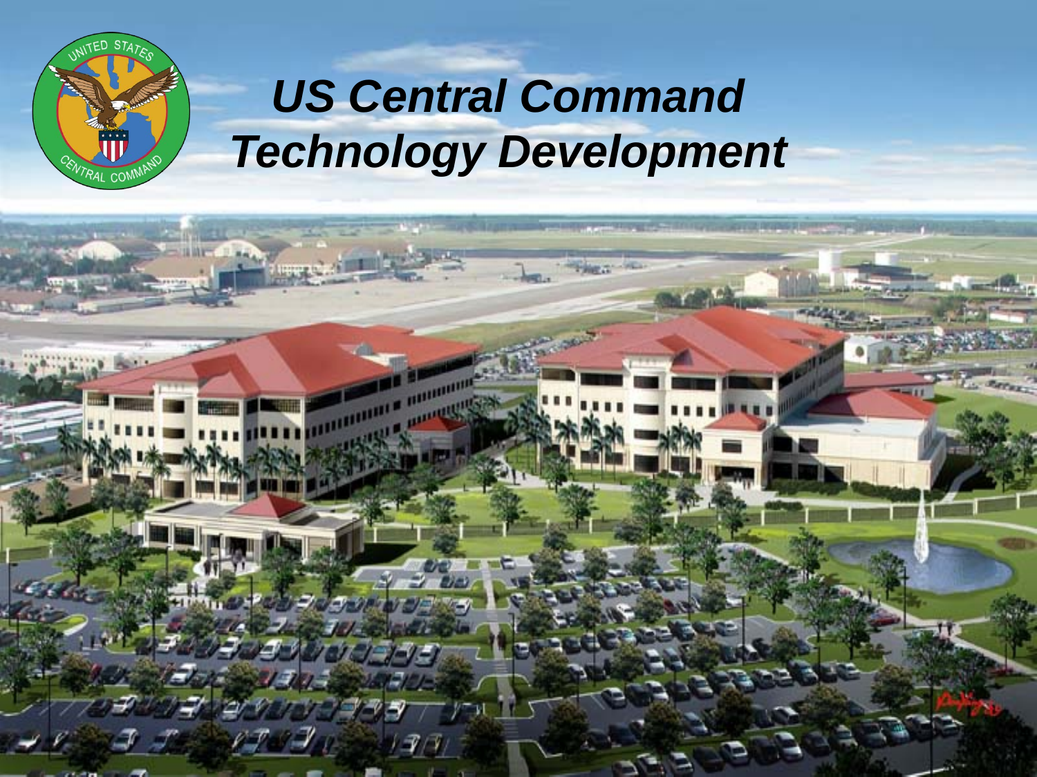# US Central Command Technology Development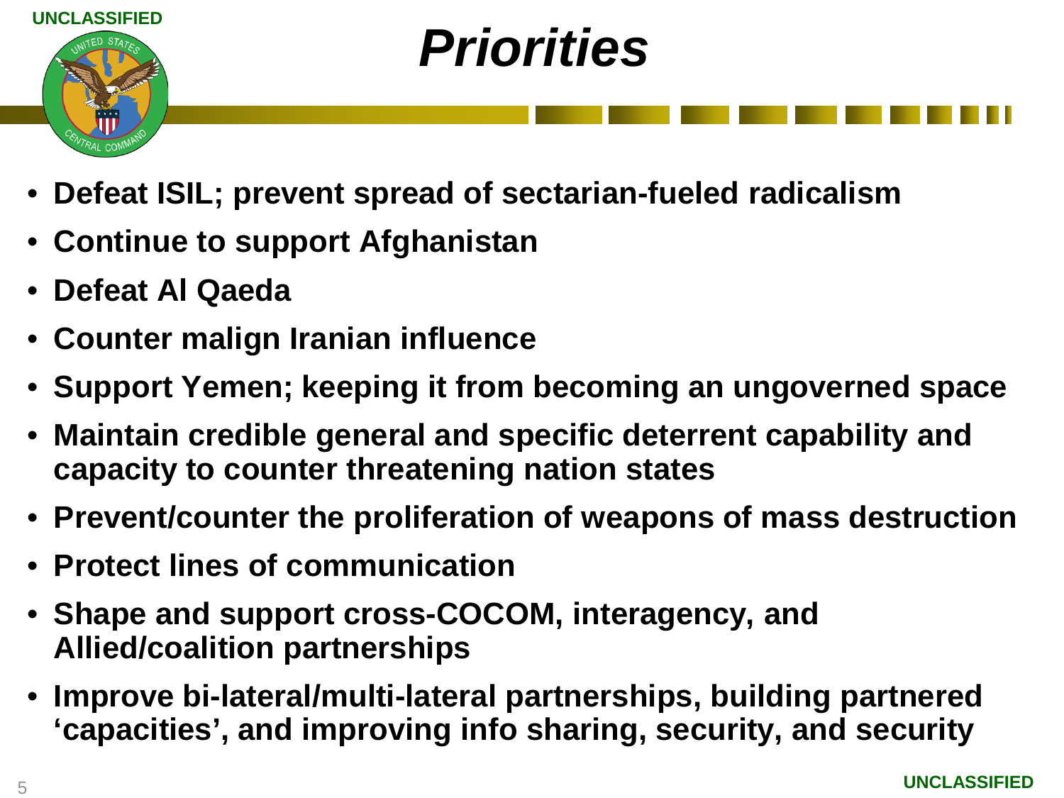# Priorities

- **Defeat ISIL; prevent spread of sectarian-fueled radicalism**
- **Continue to support Afghanistan**
- **Defeat Al Qaeda**
- **Counter malign Iranian influence**
- **Support Yemen; keeping it from becoming an ungoverned space**
- **Maintain credible general and specific deterrent capability and capacity to counter threatening nation states**
- **Prevent/counter the proliferation of weapons of mass destruction**
- **Protect lines of communication**
- **Shape and support cross-COCOM, interagency, and Allied/coalition partnerships**
- **Improve bi-lateral/multi-lateral partnerships, building partnered 'capacities', and improving info sharing, security, and security**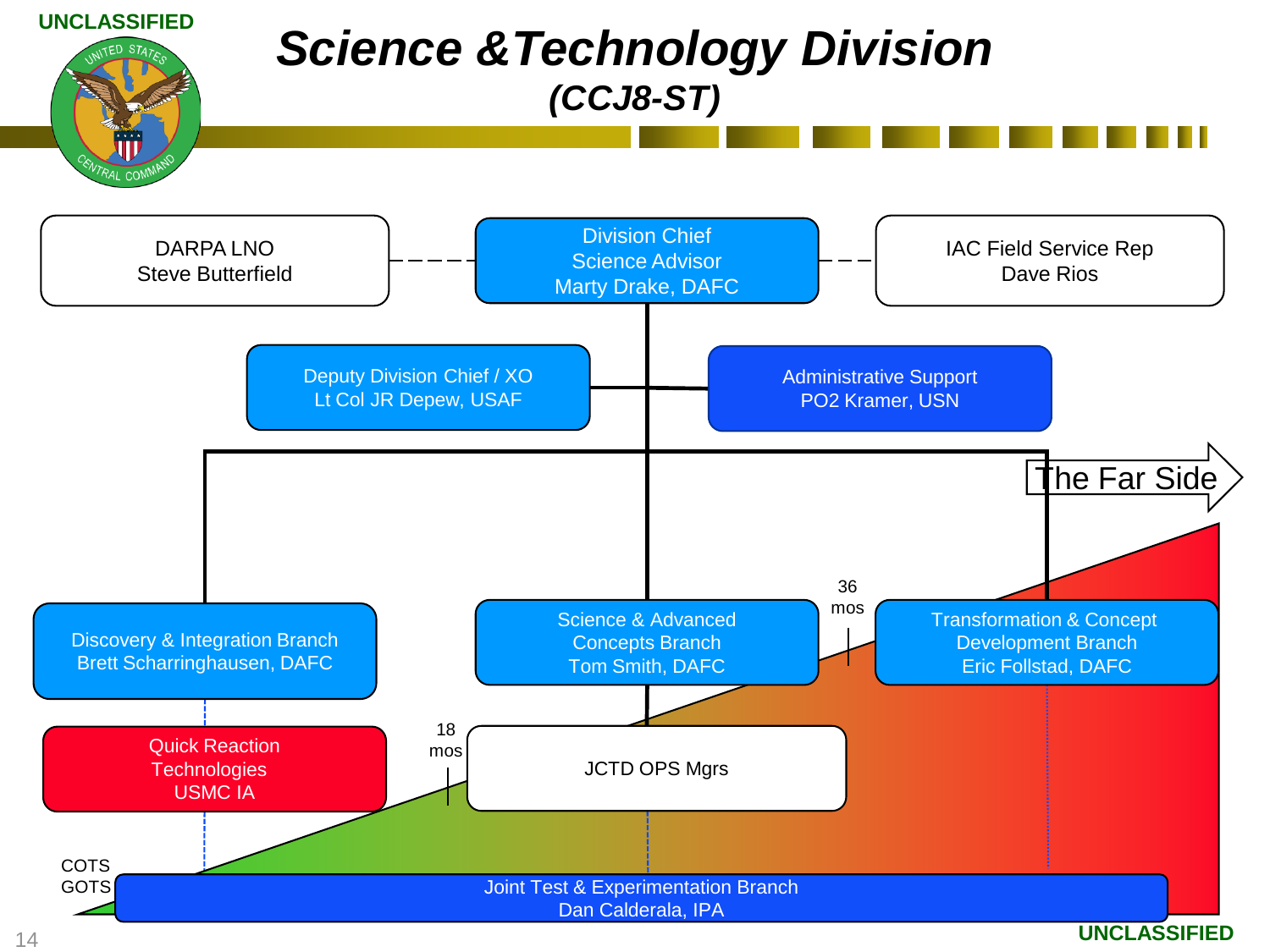UNCLASSIFIED

# *Science & Technology Division*

## *(CCJ8-ST)*

DARPA LNO
Steve Butterfield

Division Chief
Science Advisor
Marty Drake, DAFC

IAC Field Service Rep
Dave Rios

Deputy Division Chief / XO
Lt Col JR Depew, USAF

Administrative Support
PO2 Kramer, USN

The Far Side

Discovery & Integration Branch
Brett Scharringhausen, DAFC

Science & Advanced Concepts Branch
Tom Smith, DAFC

36 mos

Transformation & Concept Development Branch
Eric Follstad, DAFC

Quick Reaction Technologies
USMC IA

18 mos

JCTD OPS Mgrs

COTS
GOTS

Joint Test & Experimentation Branch
Dan Calderala, IPA

UNCLASSIFIED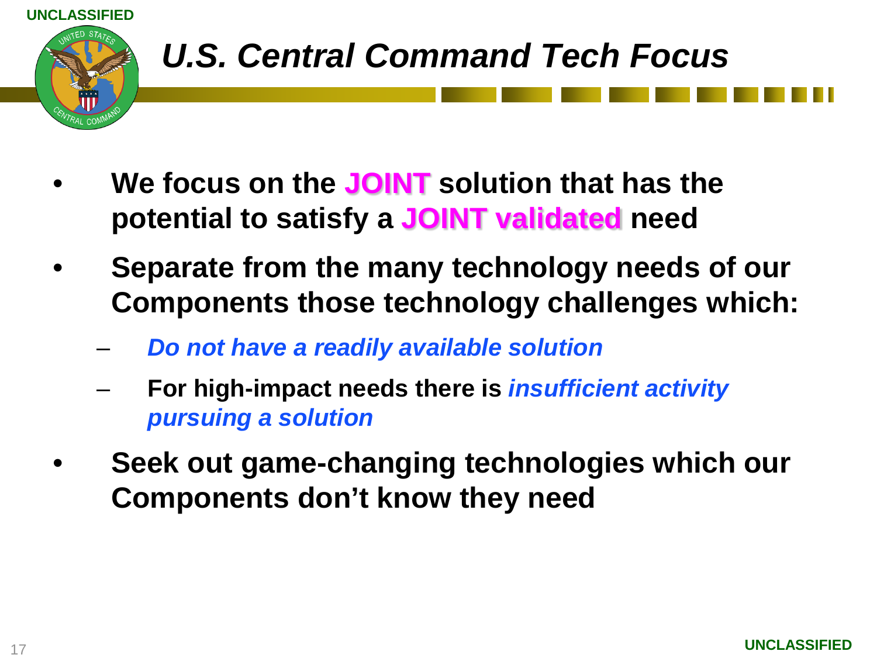# *U.S. Central Command Tech Focus*

- **We focus on the JOINT solution that has the potential to satisfy a JOINT validated need**
- **Separate from the many technology needs of our Components those technology challenges which:**
  - ***Do not have a readily available solution***
  - **For high-impact needs there is *insufficient activity pursuing a solution***
- **Seek out game-changing technologies which our Components don't know they need**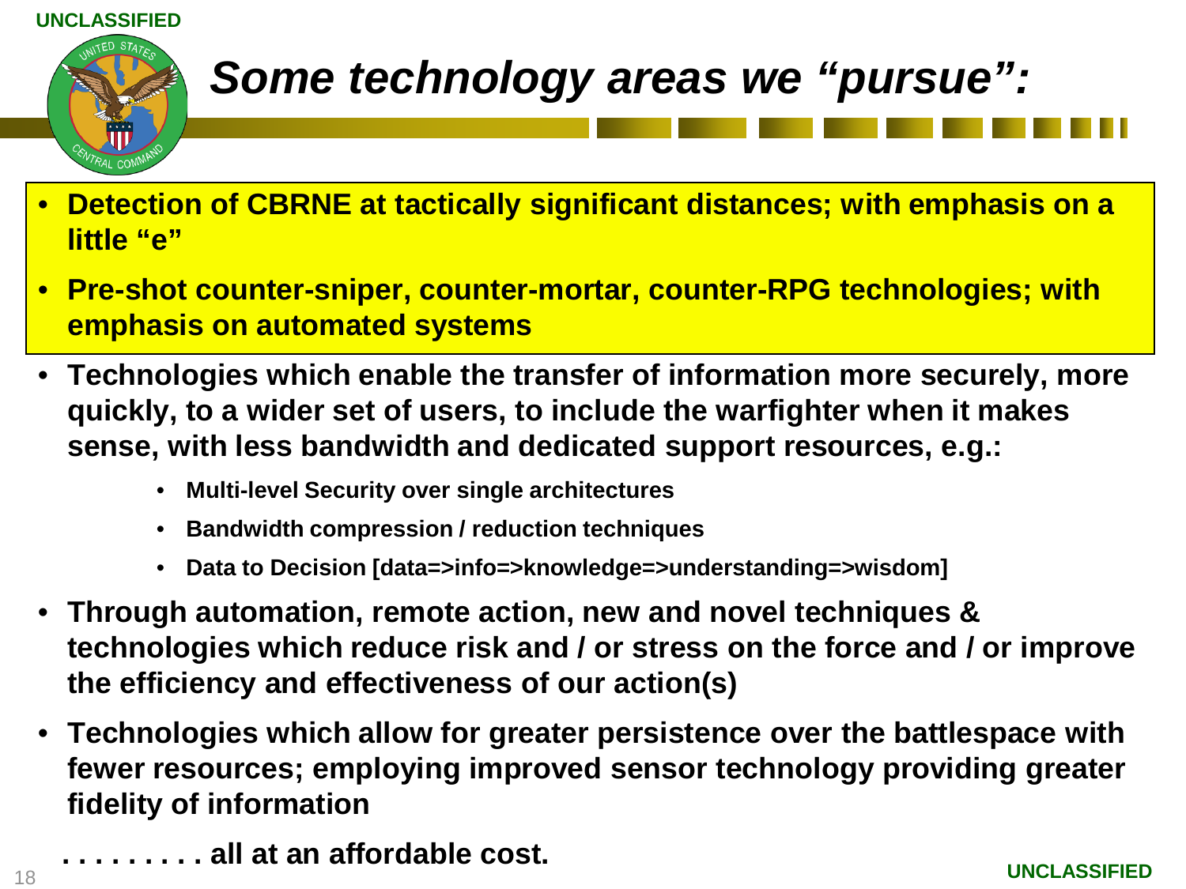# *Some technology areas we "pursue":*

- **Detection of CBRNE at tactically significant distances; with emphasis on a little "e"**
- **Pre-shot counter-sniper, counter-mortar, counter-RPG technologies; with emphasis on automated systems**
- **Technologies which enable the transfer of information more securely, more quickly, to a wider set of users, to include the warfighter when it makes sense, with less bandwidth and dedicated support resources, e.g.:**
  - **Multi-level Security over single architectures**
  - **Bandwidth compression / reduction techniques**
  - **Data to Decision [data=>info=>knowledge=>understanding=>wisdom]**
- **Through automation, remote action, new and novel techniques & technologies which reduce risk and / or stress on the force and / or improve the efficiency and effectiveness of our action(s)**
- **Technologies which allow for greater persistence over the battlespace with fewer resources; employing improved sensor technology providing greater fidelity of information**

**. . . . . . . . . all at an affordable cost.**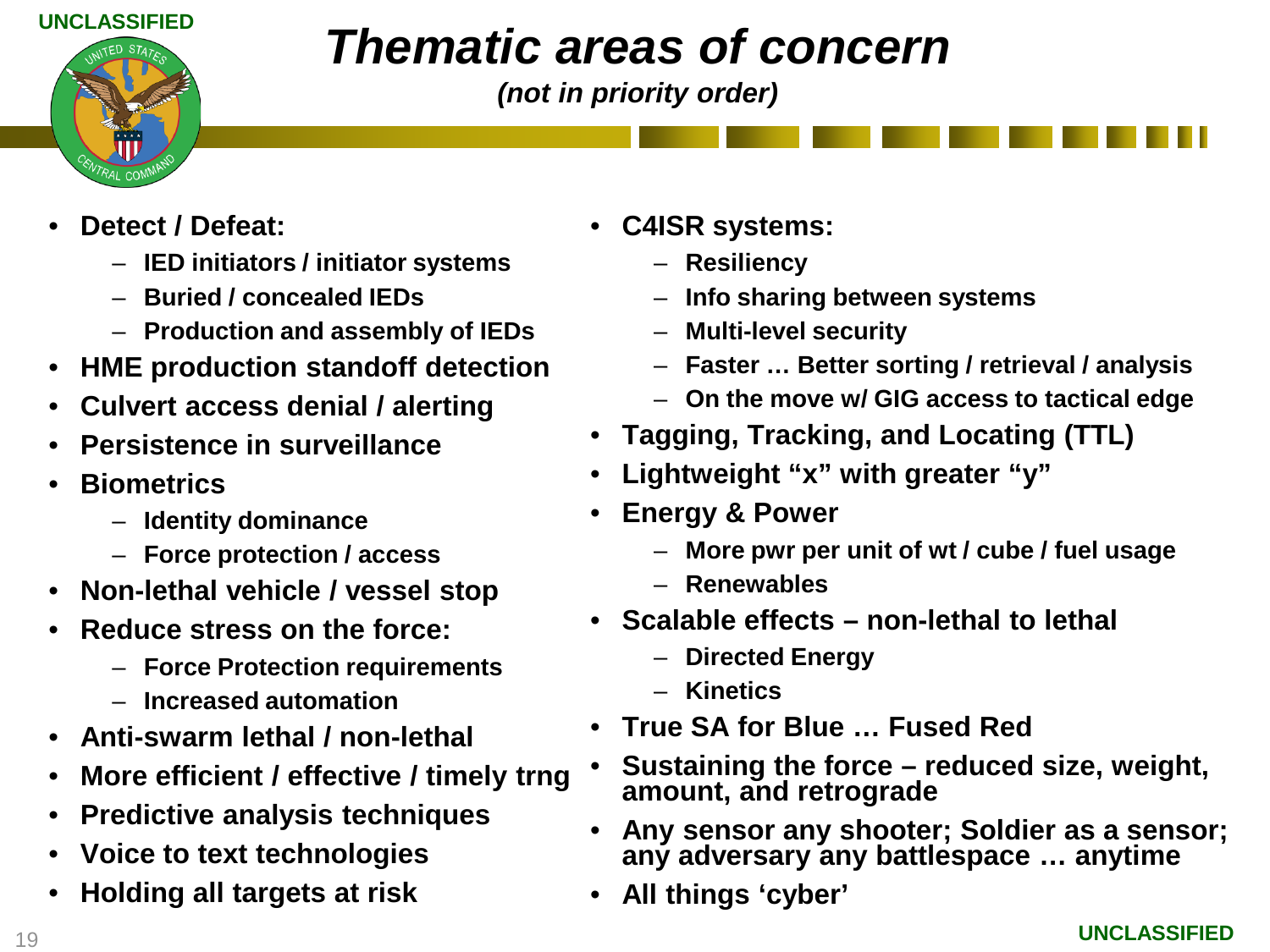# Thematic areas of concern

*(not in priority order)*

- **Detect / Defeat:**
  - **IED initiators / initiator systems**
  - **Buried / concealed IEDs**
  - **Production and assembly of IEDs**
- **HME production standoff detection**
- **Culvert access denial / alerting**
- **Persistence in surveillance**
- **Biometrics**
  - **Identity dominance**
  - **Force protection / access**
- **Non-lethal vehicle / vessel stop**
- **Reduce stress on the force:**
  - **Force Protection requirements**
  - **Increased automation**
- **Anti-swarm lethal / non-lethal**
- **More efficient / effective / timely trng**
- **Predictive analysis techniques**
- **Voice to text technologies**
- **Holding all targets at risk**
- **C4ISR systems:**
  - **Resiliency**
  - **Info sharing between systems**
  - **Multi-level security**
  - **Faster … Better sorting / retrieval / analysis**
  - **On the move w/ GIG access to tactical edge**
- **Tagging, Tracking, and Locating (TTL)**
- **Lightweight "x" with greater "y"**
- **Energy & Power**
  - **More pwr per unit of wt / cube / fuel usage**
  - **Renewables**
- **Scalable effects – non-lethal to lethal**
  - **Directed Energy**
  - **Kinetics**
- **True SA for Blue … Fused Red**
- **Sustaining the force – reduced size, weight, amount, and retrograde**
- **Any sensor any shooter; Soldier as a sensor; any adversary any battlespace … anytime**
- **All things 'cyber'**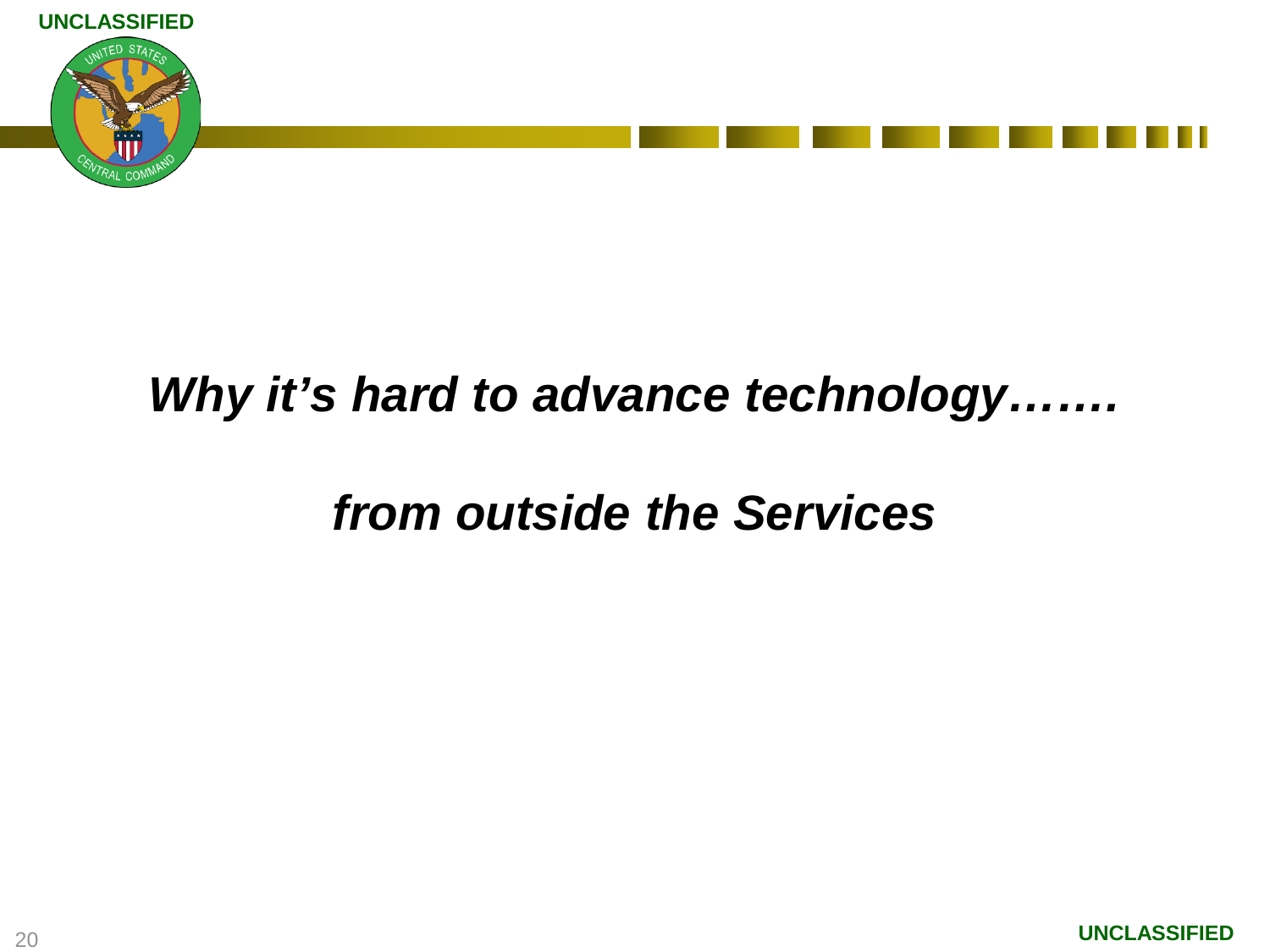## *Why it's hard to advance technology…….*

## *from outside the Services*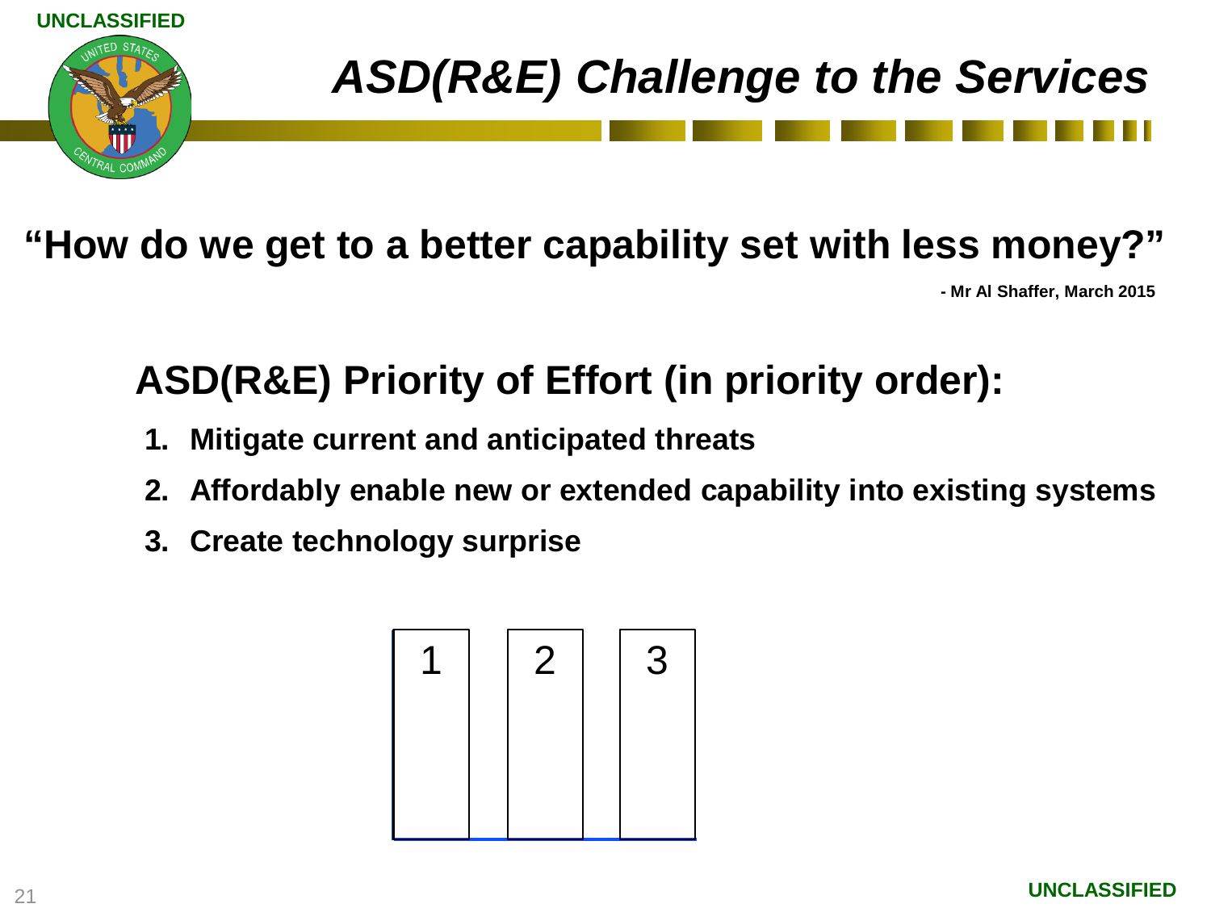# ASD(R&E) Challenge to the Services

**"How do we get to a better capability set with less money?"**

**- Mr Al Shaffer, March 2015**

## ASD(R&E) Priority of Effort (in priority order):

1. **Mitigate current and anticipated threats**
2. **Affordably enable new or extended capability into existing systems**
3. **Create technology surprise**

| 1 | 2 | 3 |
|---|---|---|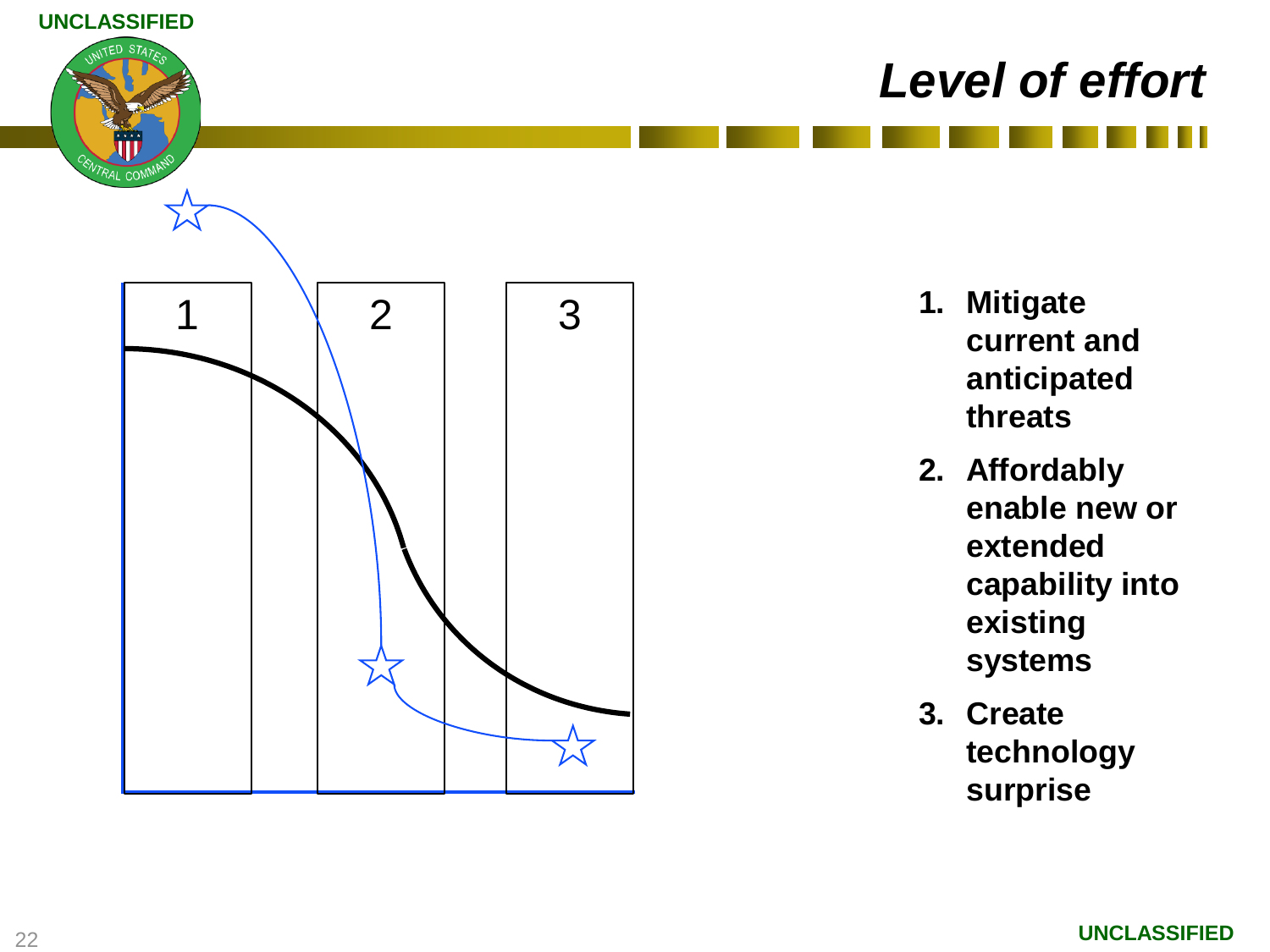# Level of effort

1 2 3

1. **Mitigate current and anticipated threats**
2. **Affordably enable new or extended capability into existing systems**
3. **Create technology surprise**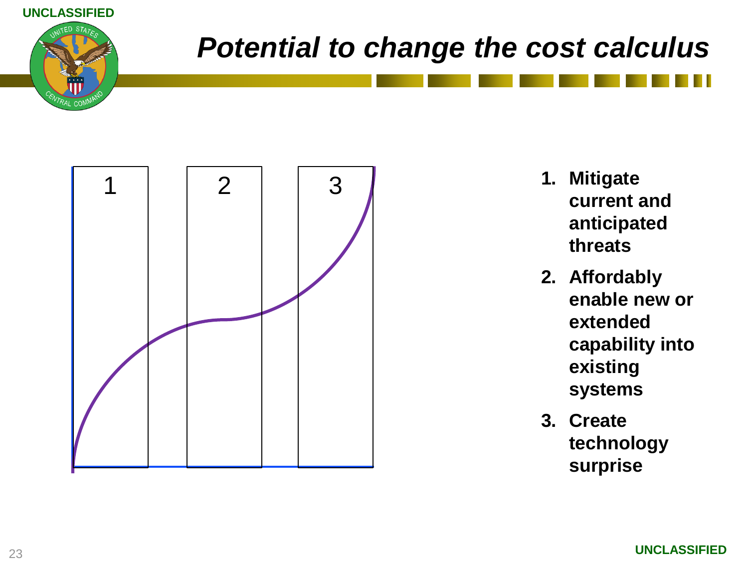# Potential to change the cost calculus

1 | 2 | 3

1. **Mitigate current and anticipated threats**
2. **Affordably enable new or extended capability into existing systems**
3. **Create technology surprise**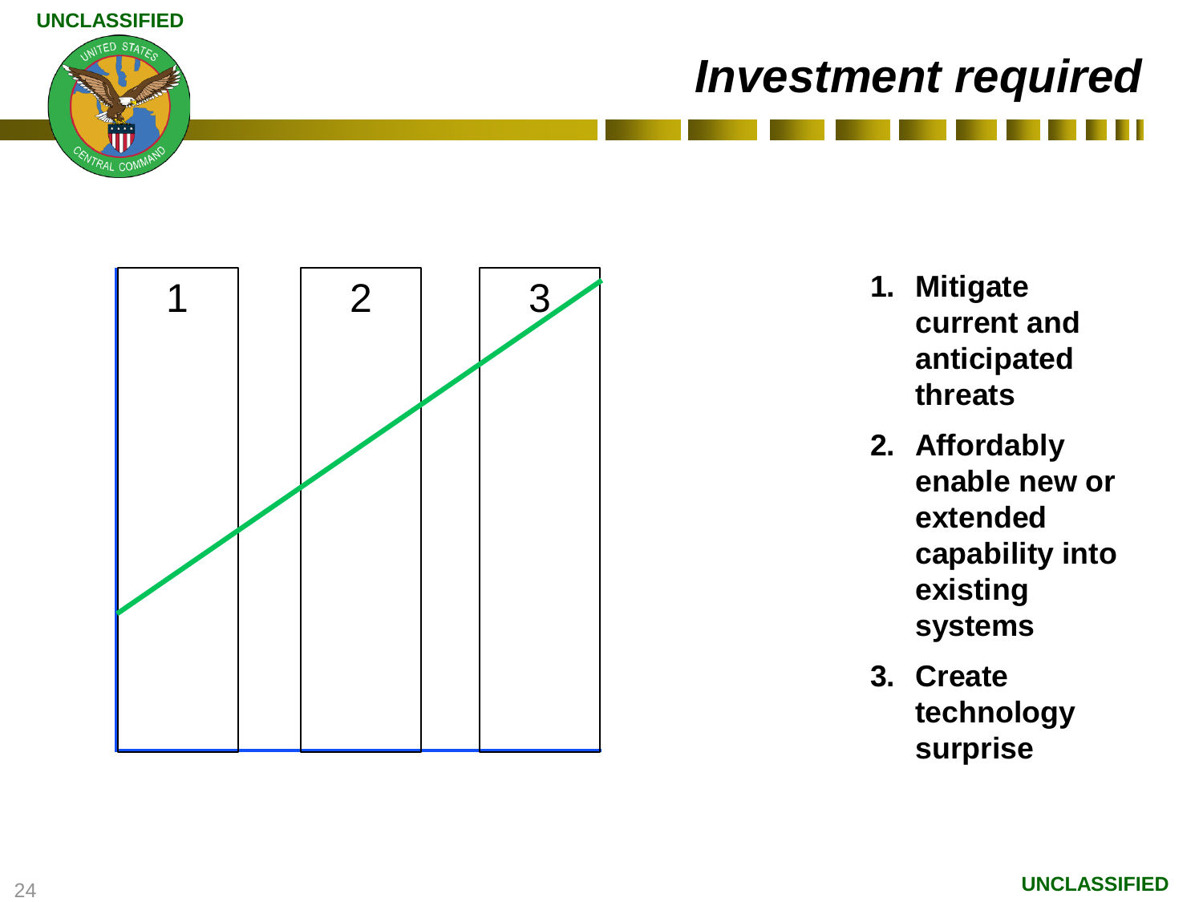# *Investment required*

1 2 3

1. **Mitigate current and anticipated threats**
2. **Affordably enable new or extended capability into existing systems**
3. **Create technology surprise**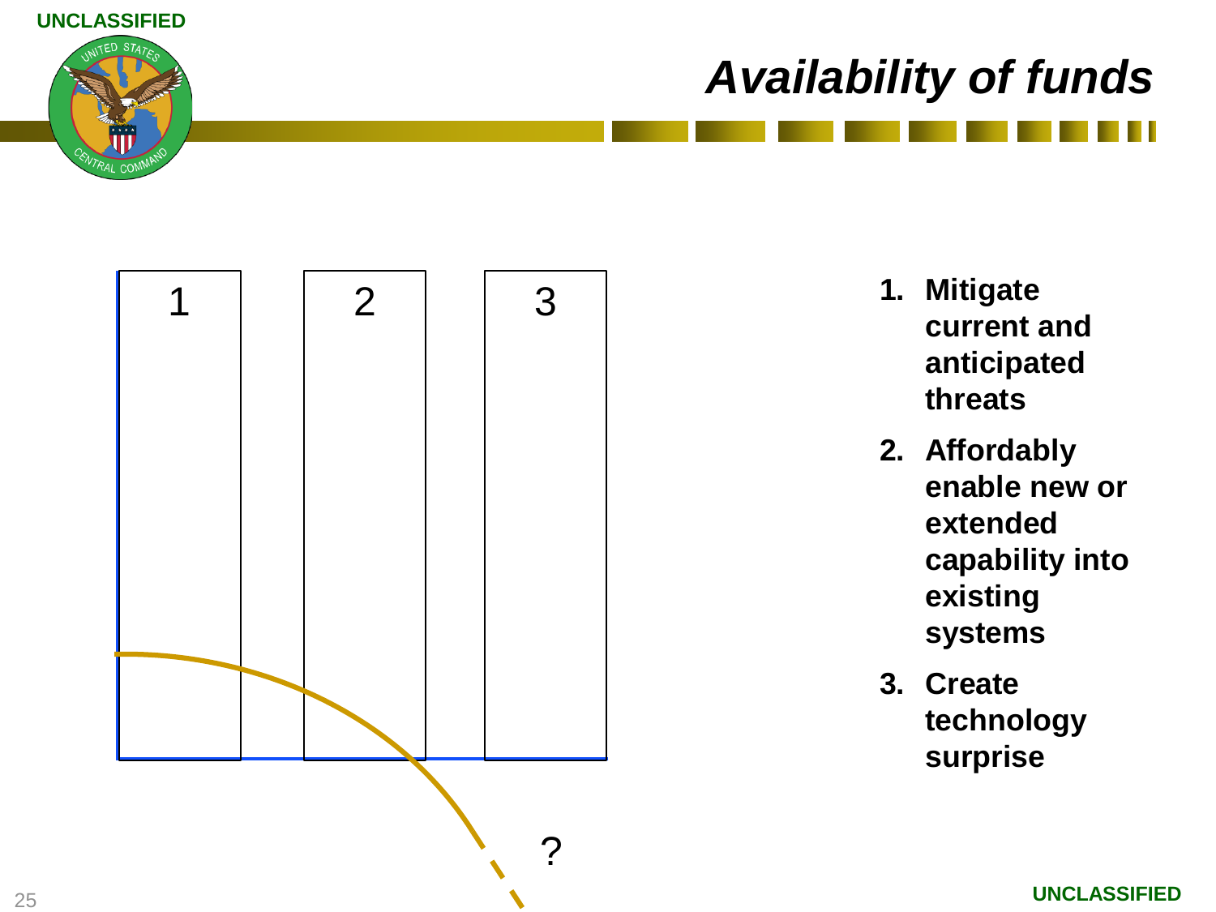# Availability of funds

1. **Mitigate current and anticipated threats**
2. **Affordably enable new or extended capability into existing systems**
3. **Create technology surprise**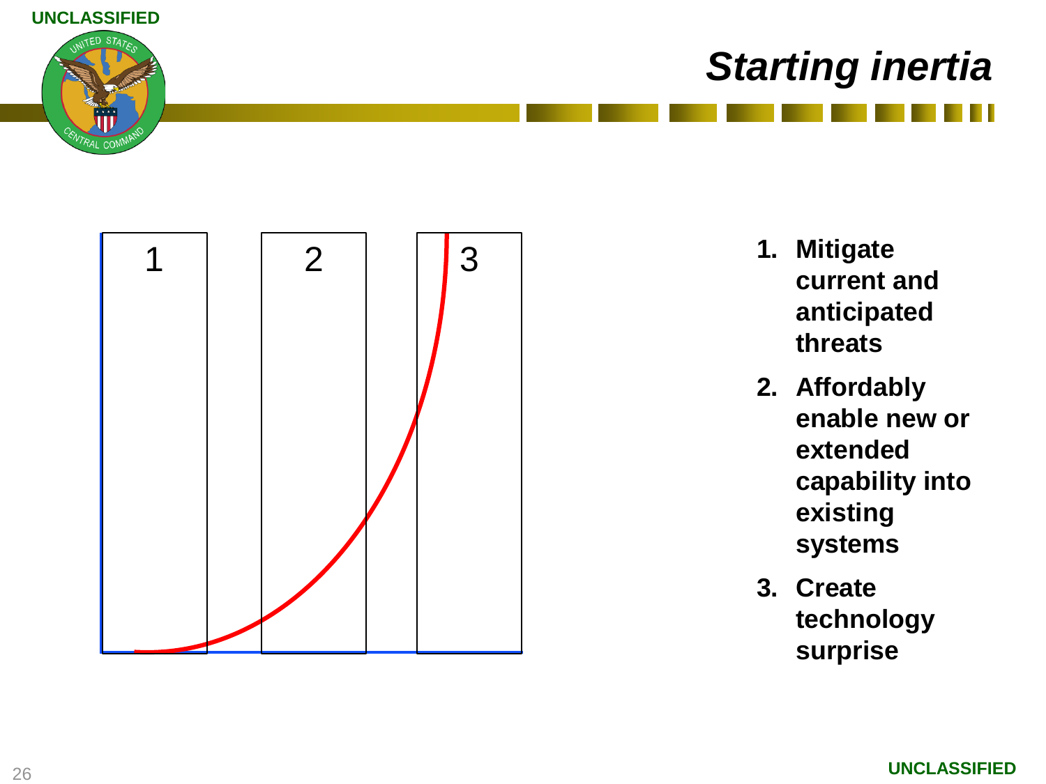# *Starting inertia*

1 2 3

1. **Mitigate current and anticipated threats**
2. **Affordably enable new or extended capability into existing systems**
3. **Create technology surprise**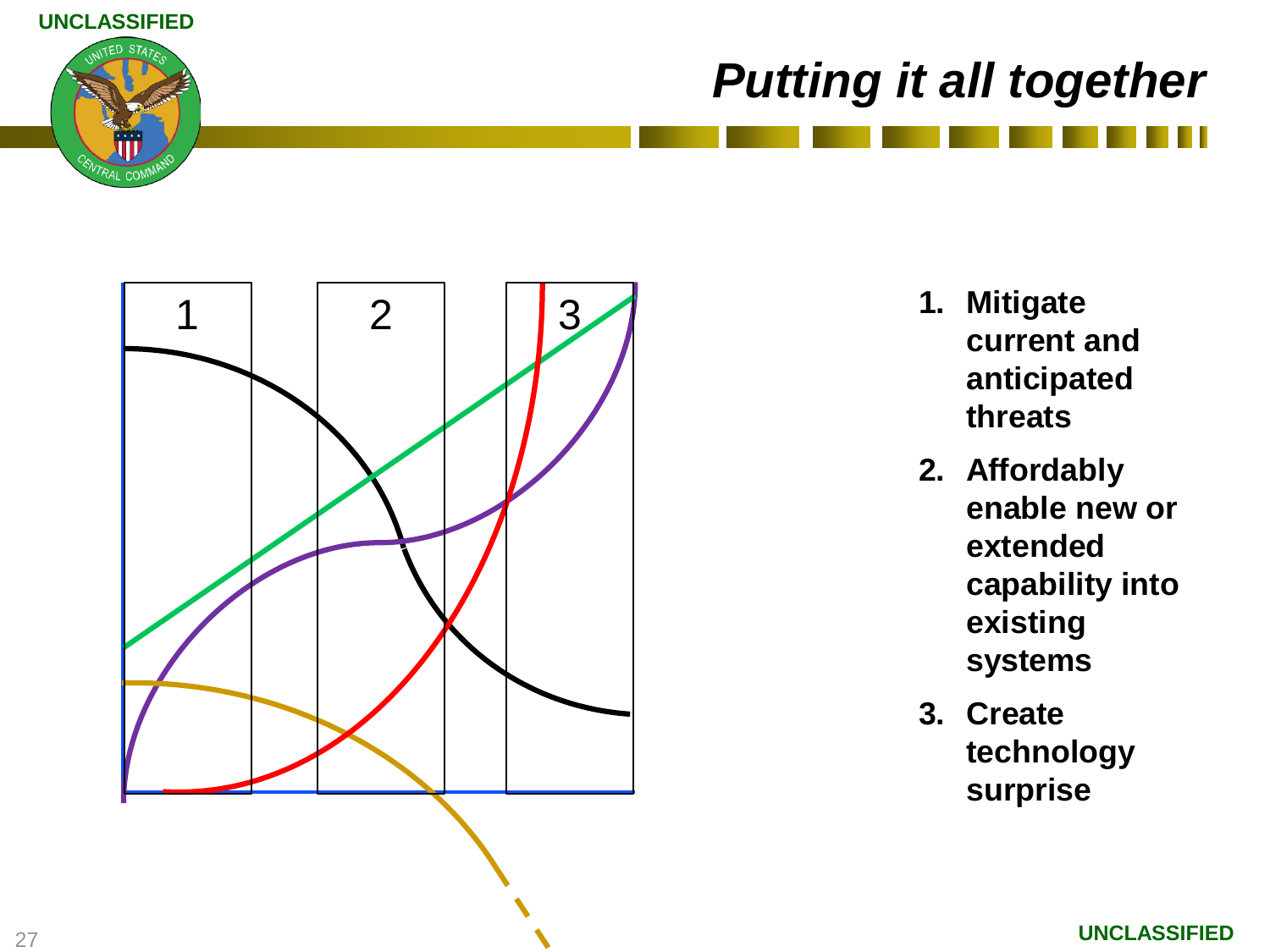# Putting it all together

1. **Mitigate current and anticipated threats**
2. **Affordably enable new or extended capability into existing systems**
3. **Create technology surprise**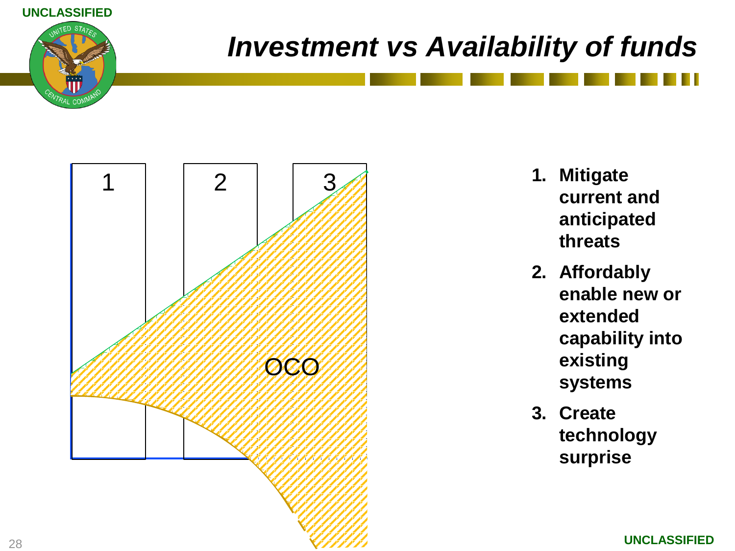# *Investment vs Availability of funds*

1 2 3

OCO

1. **Mitigate current and anticipated threats**
2. **Affordably enable new or extended capability into existing systems**
3. **Create technology surprise**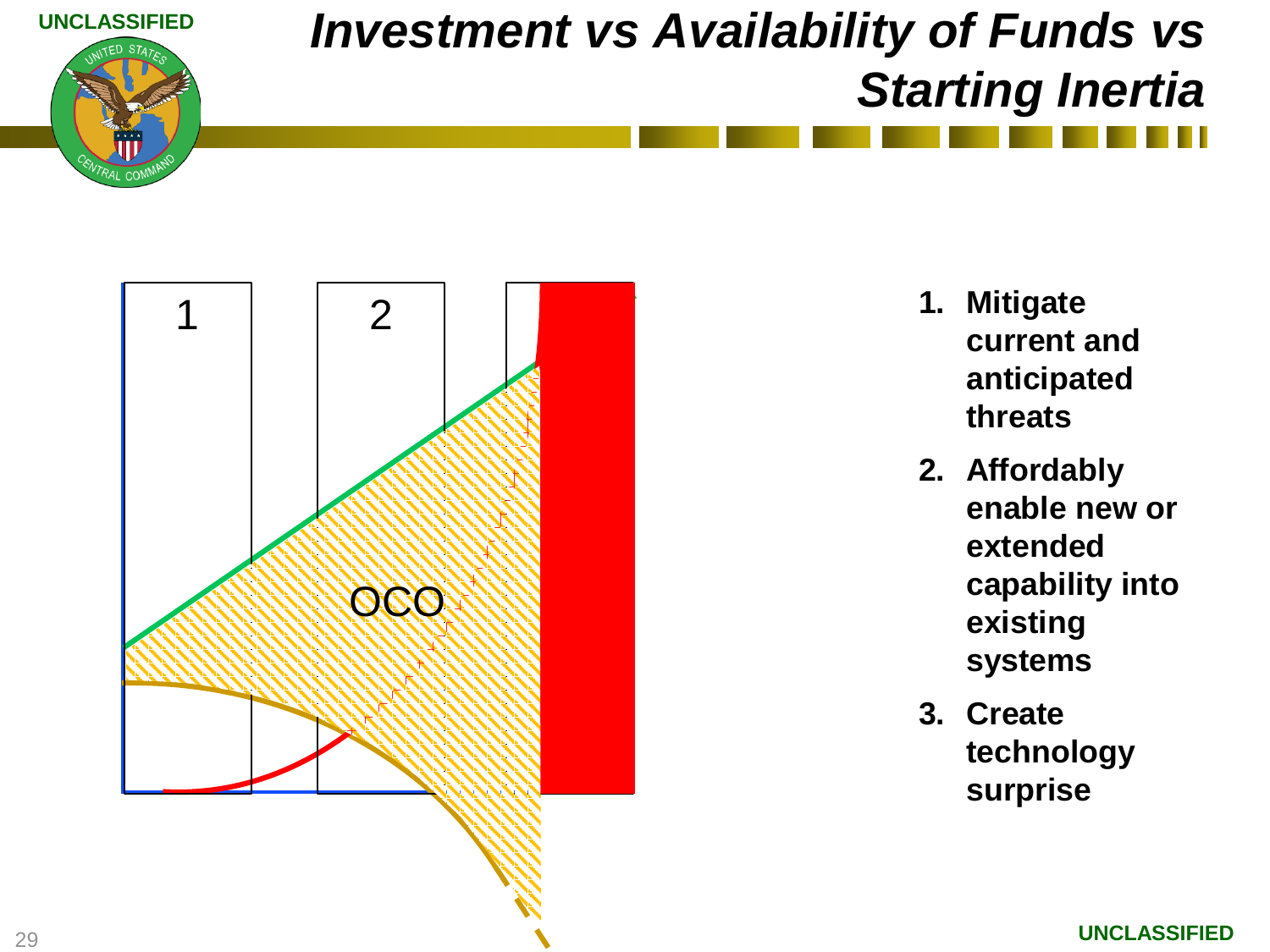# *Investment vs Availability of Funds vs Starting Inertia*

1 2 OCO

1. **Mitigate current and anticipated threats**
2. **Affordably enable new or extended capability into existing systems**
3. **Create technology surprise**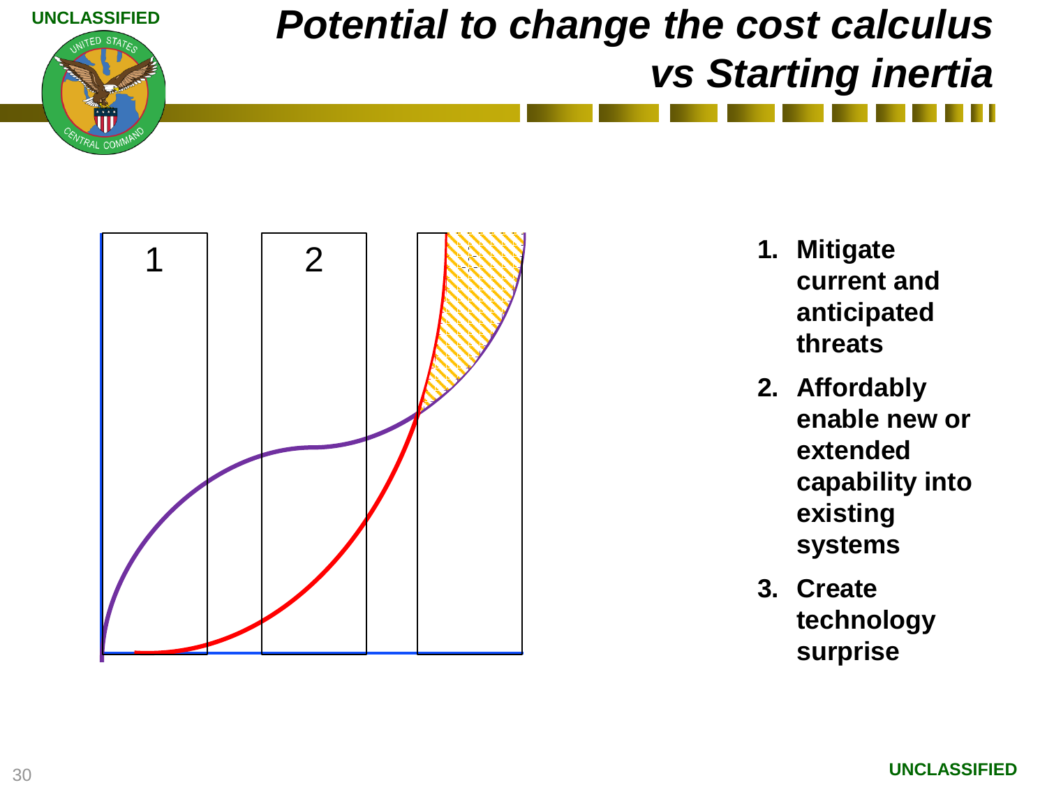# Potential to change the cost calculus vs Starting inertia

1. **Mitigate current and anticipated threats**
2. **Affordably enable new or extended capability into existing systems**
3. **Create technology surprise**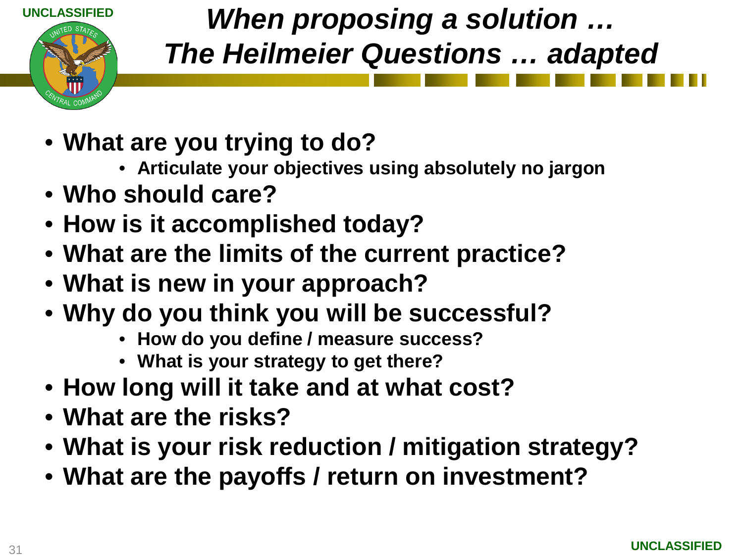# *When proposing a solution … The Heilmeier Questions … adapted*

- **What are you trying to do?**
  - **Articulate your objectives using absolutely no jargon**
- **Who should care?**
- **How is it accomplished today?**
- **What are the limits of the current practice?**
- **What is new in your approach?**
- **Why do you think you will be successful?**
  - **How do you define / measure success?**
  - **What is your strategy to get there?**
- **How long will it take and at what cost?**
- **What are the risks?**
- **What is your risk reduction / mitigation strategy?**
- **What are the payoffs / return on investment?**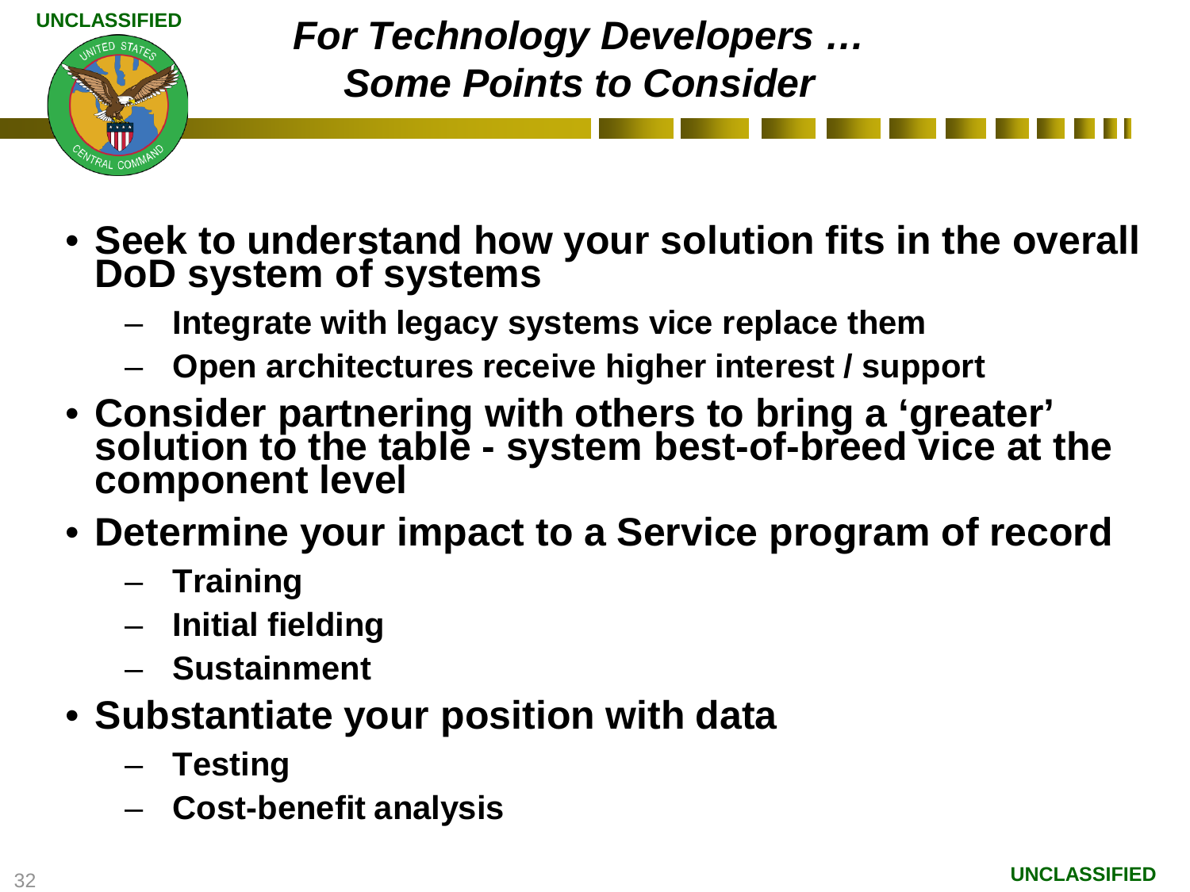# *For Technology Developers … Some Points to Consider*

- **Seek to understand how your solution fits in the overall DoD system of systems**
  - **Integrate with legacy systems vice replace them**
  - **Open architectures receive higher interest / support**
- **Consider partnering with others to bring a 'greater' solution to the table - system best-of-breed vice at the component level**
- **Determine your impact to a Service program of record**
  - **Training**
  - **Initial fielding**
  - **Sustainment**
- **Substantiate your position with data**
  - **Testing**
  - **Cost-benefit analysis**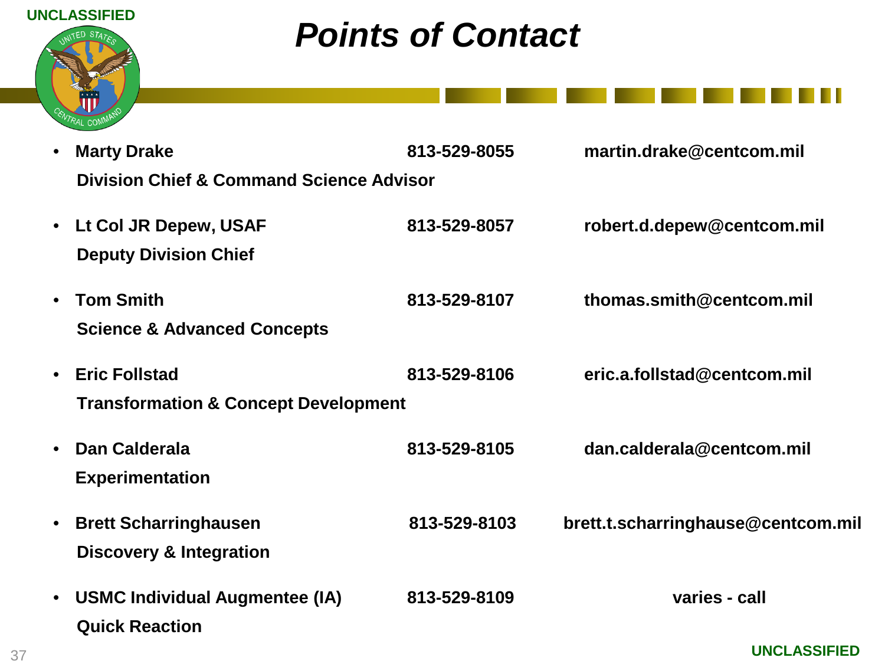# Points of Contact

- **Marty Drake** — **813-529-8055** — **martin.drake@centcom.mil**
  **Division Chief & Command Science Advisor**

- **Lt Col JR Depew, USAF** — **813-529-8057** — **robert.d.depew@centcom.mil**
  **Deputy Division Chief**

- **Tom Smith** — **813-529-8107** — **thomas.smith@centcom.mil**
  **Science & Advanced Concepts**

- **Eric Follstad** — **813-529-8106** — **eric.a.follstad@centcom.mil**
  **Transformation & Concept Development**

- **Dan Calderala** — **813-529-8105** — **dan.calderala@centcom.mil**
  **Experimentation**

- **Brett Scharringhausen** — **813-529-8103** — **brett.t.scharringhause@centcom.mil**
  **Discovery & Integration**

- **USMC Individual Augmentee (IA)** — **813-529-8109** — **varies - call**
  **Quick Reaction**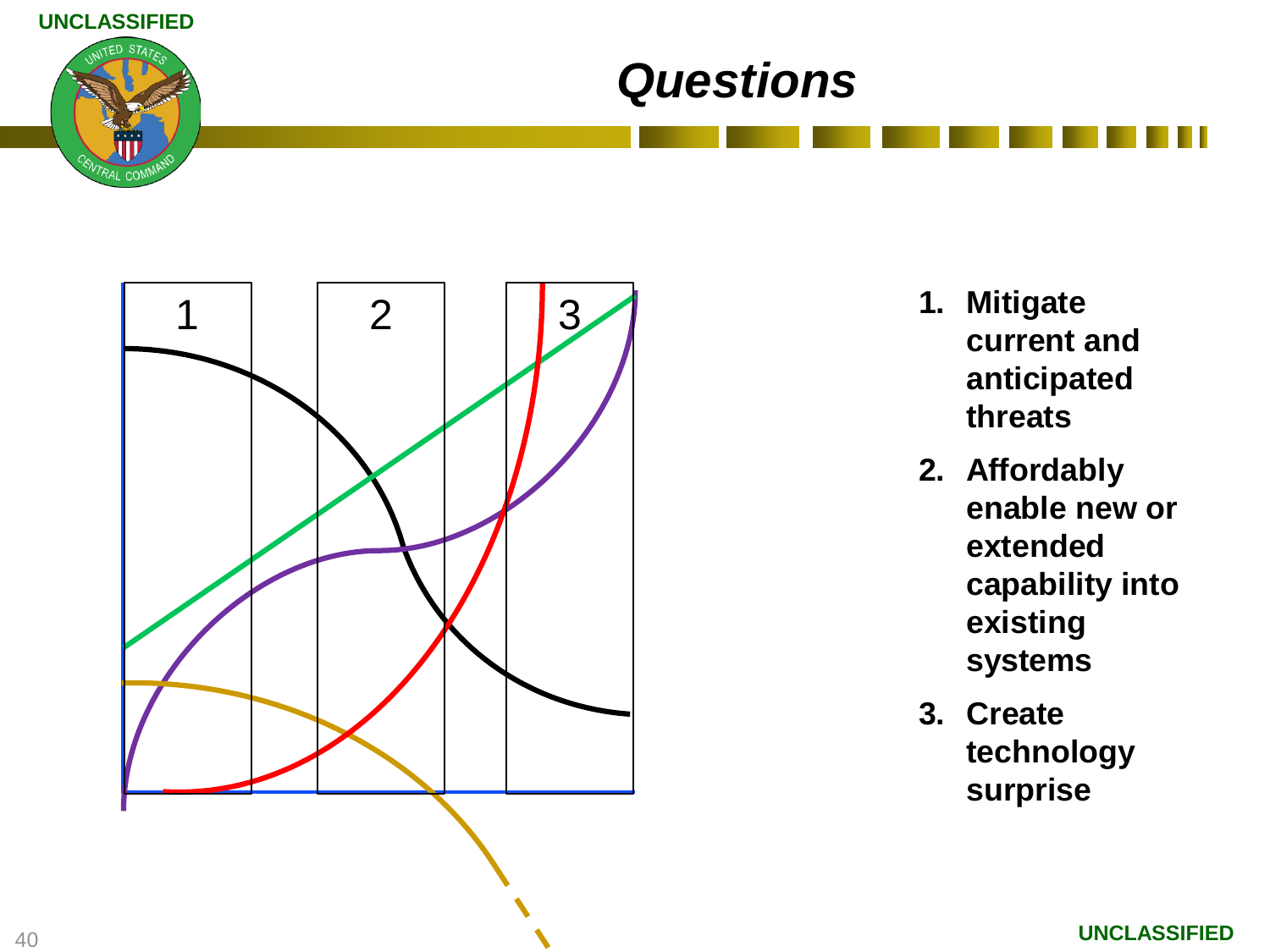# Questions

1
2
3

1. **Mitigate current and anticipated threats**
2. **Affordably enable new or extended capability into existing systems**
3. **Create technology surprise**